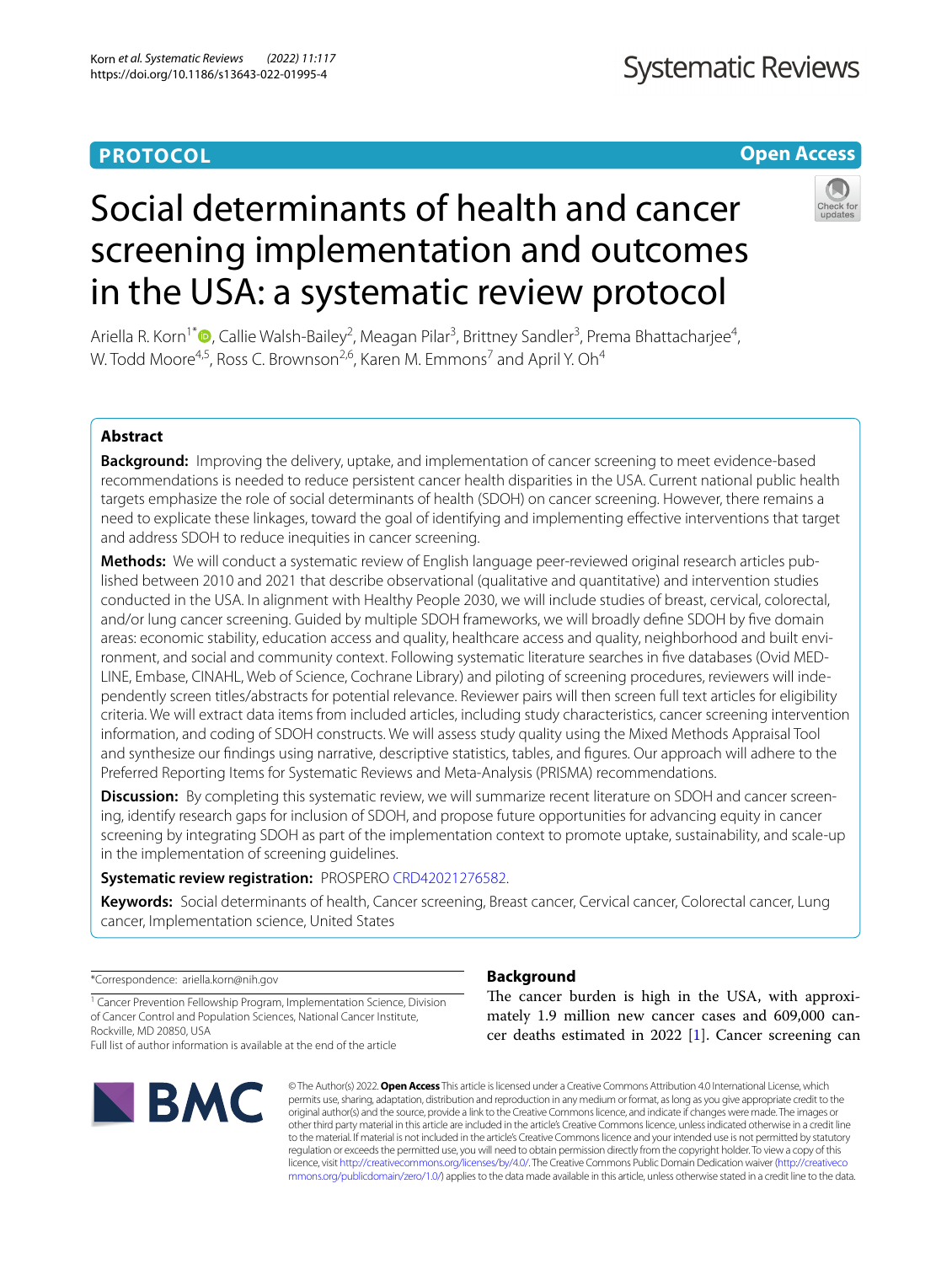PROTOCOL

Open Access

# Social determinants of health and cancer screening implementation and outcomes in the USA: a systematic review protocol

Ariella R. Korn[1*], Callie Walsh-Bailey[2], Meagan Pilar[3], Brittney Sandler[3], Prema Bhattacharjee[4], W. Todd Moore[4,5], Ross C. Brownson[2,6], Karen M. Emmons[7] and April Y. Oh[4]

## Abstract

**Background:** Improving the delivery, uptake, and implementation of cancer screening to meet evidence-based recommendations is needed to reduce persistent cancer health disparities in the USA. Current national public health targets emphasize the role of social determinants of health (SDOH) on cancer screening. However, there remains a need to explicate these linkages, toward the goal of identifying and implementing effective interventions that target and address SDOH to reduce inequities in cancer screening.

**Methods:** We will conduct a systematic review of English language peer-reviewed original research articles published between 2010 and 2021 that describe observational (qualitative and quantitative) and intervention studies conducted in the USA. In alignment with Healthy People 2030, we will include studies of breast, cervical, colorectal, and/or lung cancer screening. Guided by multiple SDOH frameworks, we will broadly define SDOH by five domain areas: economic stability, education access and quality, healthcare access and quality, neighborhood and built environment, and social and community context. Following systematic literature searches in five databases (Ovid MEDLINE, Embase, CINAHL, Web of Science, Cochrane Library) and piloting of screening procedures, reviewers will independently screen titles/abstracts for potential relevance. Reviewer pairs will then screen full text articles for eligibility criteria. We will extract data items from included articles, including study characteristics, cancer screening intervention information, and coding of SDOH constructs. We will assess study quality using the Mixed Methods Appraisal Tool and synthesize our findings using narrative, descriptive statistics, tables, and figures. Our approach will adhere to the Preferred Reporting Items for Systematic Reviews and Meta-Analysis (PRISMA) recommendations.

**Discussion:** By completing this systematic review, we will summarize recent literature on SDOH and cancer screening, identify research gaps for inclusion of SDOH, and propose future opportunities for advancing equity in cancer screening by integrating SDOH as part of the implementation context to promote uptake, sustainability, and scale-up in the implementation of screening guidelines.

**Systematic review registration:** PROSPERO CRD42021276582.

**Keywords:** Social determinants of health, Cancer screening, Breast cancer, Cervical cancer, Colorectal cancer, Lung cancer, Implementation science, United States

*Correspondence: ariella.korn@nih.gov

[1] Cancer Prevention Fellowship Program, Implementation Science, Division of Cancer Control and Population Sciences, National Cancer Institute, Rockville, MD 20850, USA

Full list of author information is available at the end of the article

## Background

The cancer burden is high in the USA, with approximately 1.9 million new cancer cases and 609,000 cancer deaths estimated in 2022 [1]. Cancer screening can

© The Author(s) 2022. **Open Access** This article is licensed under a Creative Commons Attribution 4.0 International License, which permits use, sharing, adaptation, distribution and reproduction in any medium or format, as long as you give appropriate credit to the original author(s) and the source, provide a link to the Creative Commons licence, and indicate if changes were made. The images or other third party material in this article are included in the article's Creative Commons licence, unless indicated otherwise in a credit line to the material. If material is not included in the article's Creative Commons licence and your intended use is not permitted by statutory regulation or exceeds the permitted use, you will need to obtain permission directly from the copyright holder. To view a copy of this licence, visit http://creativecommons.org/licenses/by/4.0/. The Creative Commons Public Domain Dedication waiver (http://creativecommons.org/publicdomain/zero/1.0/) applies to the data made available in this article, unless otherwise stated in a credit line to the data.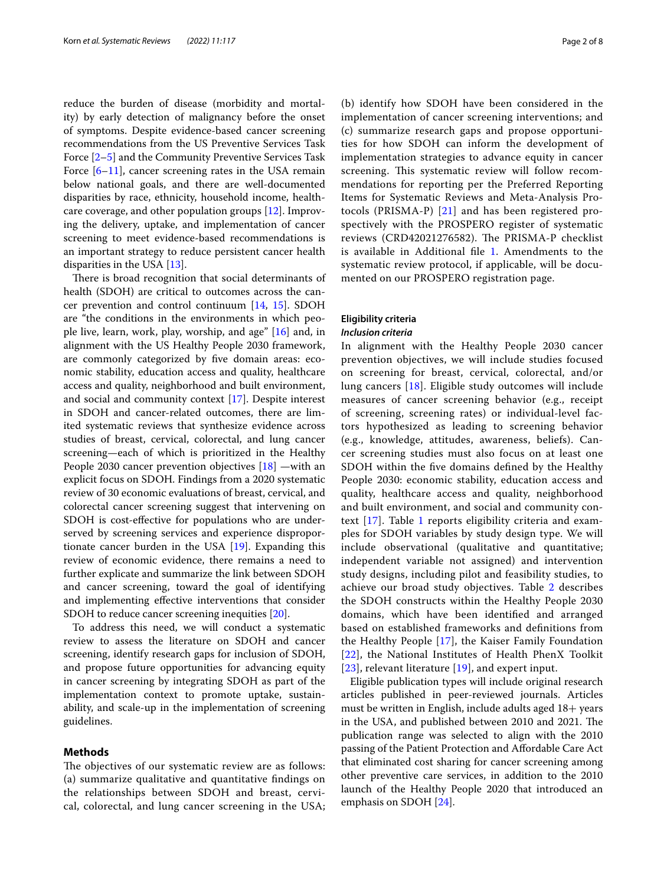reduce the burden of disease (morbidity and mortality) by early detection of malignancy before the onset of symptoms. Despite evidence-based cancer screening recommendations from the US Preventive Services Task Force [2–5] and the Community Preventive Services Task Force [6–11], cancer screening rates in the USA remain below national goals, and there are well-documented disparities by race, ethnicity, household income, healthcare coverage, and other population groups [12]. Improving the delivery, uptake, and implementation of cancer screening to meet evidence-based recommendations is an important strategy to reduce persistent cancer health disparities in the USA [13].

There is broad recognition that social determinants of health (SDOH) are critical to outcomes across the cancer prevention and control continuum [14, 15]. SDOH are "the conditions in the environments in which people live, learn, work, play, worship, and age" [16] and, in alignment with the US Healthy People 2030 framework, are commonly categorized by five domain areas: economic stability, education access and quality, healthcare access and quality, neighborhood and built environment, and social and community context [17]. Despite interest in SDOH and cancer-related outcomes, there are limited systematic reviews that synthesize evidence across studies of breast, cervical, colorectal, and lung cancer screening—each of which is prioritized in the Healthy People 2030 cancer prevention objectives [18] —with an explicit focus on SDOH. Findings from a 2020 systematic review of 30 economic evaluations of breast, cervical, and colorectal cancer screening suggest that intervening on SDOH is cost-effective for populations who are underserved by screening services and experience disproportionate cancer burden in the USA [19]. Expanding this review of economic evidence, there remains a need to further explicate and summarize the link between SDOH and cancer screening, toward the goal of identifying and implementing effective interventions that consider SDOH to reduce cancer screening inequities [20].

To address this need, we will conduct a systematic review to assess the literature on SDOH and cancer screening, identify research gaps for inclusion of SDOH, and propose future opportunities for advancing equity in cancer screening by integrating SDOH as part of the implementation context to promote uptake, sustainability, and scale-up in the implementation of screening guidelines.

## Methods

The objectives of our systematic review are as follows: (a) summarize qualitative and quantitative findings on the relationships between SDOH and breast, cervical, colorectal, and lung cancer screening in the USA; (b) identify how SDOH have been considered in the implementation of cancer screening interventions; and (c) summarize research gaps and propose opportunities for how SDOH can inform the development of implementation strategies to advance equity in cancer screening. This systematic review will follow recommendations for reporting per the Preferred Reporting Items for Systematic Reviews and Meta-Analysis Protocols (PRISMA-P) [21] and has been registered prospectively with the PROSPERO register of systematic reviews (CRD42021276582). The PRISMA-P checklist is available in Additional file 1. Amendments to the systematic review protocol, if applicable, will be documented on our PROSPERO registration page.

### Eligibility criteria

#### *Inclusion criteria*

In alignment with the Healthy People 2030 cancer prevention objectives, we will include studies focused on screening for breast, cervical, colorectal, and/or lung cancers [18]. Eligible study outcomes will include measures of cancer screening behavior (e.g., receipt of screening, screening rates) or individual-level factors hypothesized as leading to screening behavior (e.g., knowledge, attitudes, awareness, beliefs). Cancer screening studies must also focus on at least one SDOH within the five domains defined by the Healthy People 2030: economic stability, education access and quality, healthcare access and quality, neighborhood and built environment, and social and community context [17]. Table 1 reports eligibility criteria and examples for SDOH variables by study design type. We will include observational (qualitative and quantitative; independent variable not assigned) and intervention study designs, including pilot and feasibility studies, to achieve our broad study objectives. Table 2 describes the SDOH constructs within the Healthy People 2030 domains, which have been identified and arranged based on established frameworks and definitions from the Healthy People [17], the Kaiser Family Foundation [22], the National Institutes of Health PhenX Toolkit [23], relevant literature [19], and expert input.

Eligible publication types will include original research articles published in peer-reviewed journals. Articles must be written in English, include adults aged 18+ years in the USA, and published between 2010 and 2021. The publication range was selected to align with the 2010 passing of the Patient Protection and Affordable Care Act that eliminated cost sharing for cancer screening among other preventive care services, in addition to the 2010 launch of the Healthy People 2020 that introduced an emphasis on SDOH [24].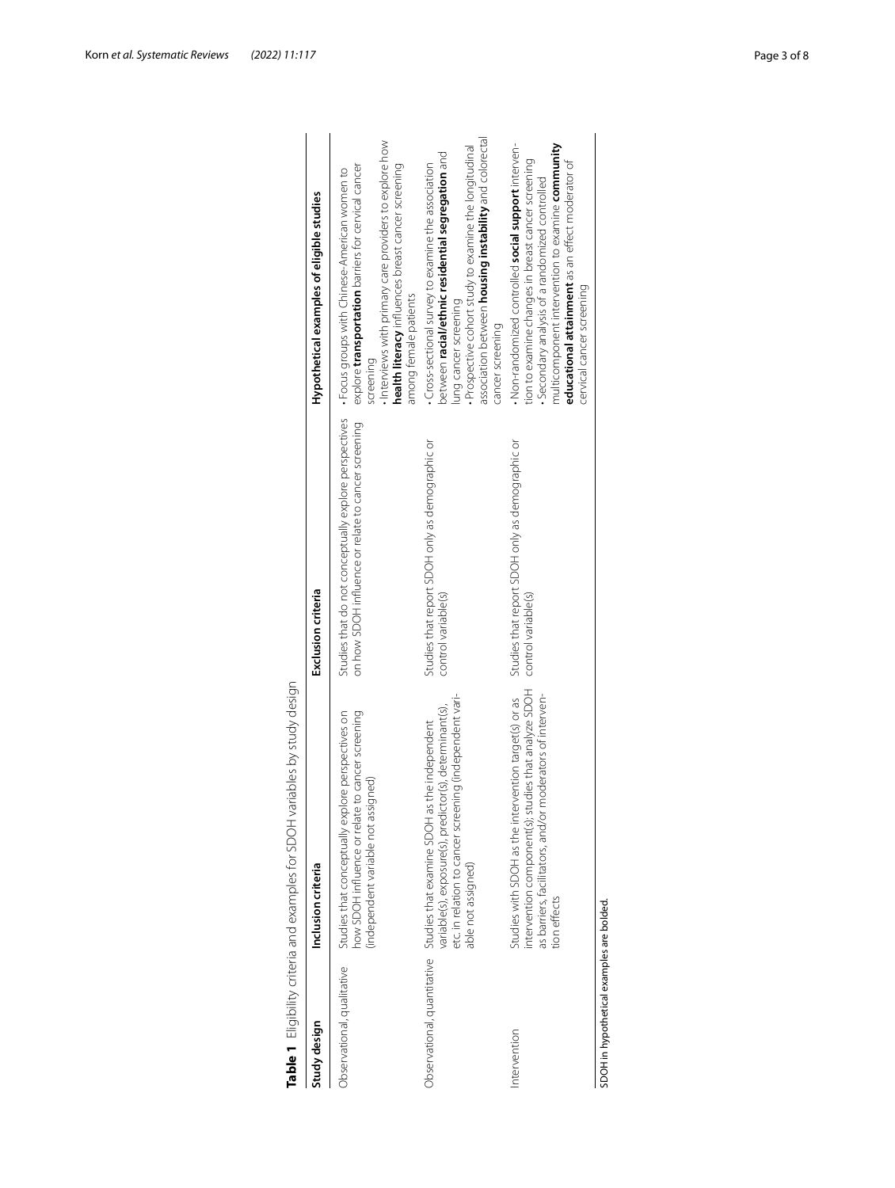**Table 1** Eligibility criteria and examples for SDOH variables by study design

| Study design | Inclusion criteria | Exclusion criteria | Hypothetical examples of eligible studies |
| --- | --- | --- | --- |
| Observational, qualitative | Studies that conceptually explore perspectives on how SDOH influence or relate to cancer screening (independent variable not assigned) | Studies that do not conceptually explore perspectives on how SDOH influence or relate to cancer screening | • Focus groups with Chinese-American women to explore **transportation** barriers for cervical cancer screening<br>• Interviews with primary care providers to explore how **health literacy** influences breast cancer screening among female patients |
| Observational, quantitative | Studies that examine SDOH as the independent variable(s), exposure(s), predictor(s), determinant(s), etc. in relation to cancer screening (independent variable not assigned) | Studies that report SDOH only as demographic or control variable(s) | • Cross-sectional survey to examine the association between **racial/ethnic residential segregation** and lung cancer screening<br>• Prospective cohort study to examine the longitudinal association between **housing instability** and colorectal cancer screening |
| Intervention | Studies with SDOH as the intervention target(s) or as intervention component(s); studies that analyze SDOH as barriers, facilitators, and/or moderators of intervention effects | Studies that report SDOH only as demographic or control variable(s) | • Non-randomized controlled **social support** intervention to examine changes in breast cancer screening<br>• Secondary analysis of a randomized controlled multicomponent intervention to examine **community educational attainment** as an effect moderator of cervical cancer screening |

SDOH in hypothetical examples are bolded.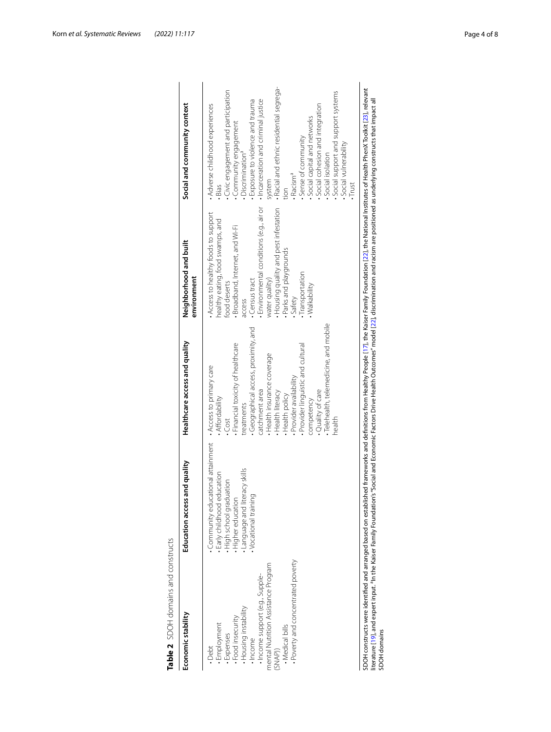**Table 2** SDOH domains and constructs

| Economic stability | Education access and quality | Healthcare access and quality | Neighborhood and built environment | Social and community context |
|---|---|---|---|---|
| • Debt<br>• Employment<br>• Expenses<br>• Food insecurity<br>• Housing instability<br>• Income<br>• Income support (e.g., Supplemental Nutrition Assistance Program (SNAP))<br>• Medical bills<br>• Poverty and concentrated poverty | • Community educational attainment<br>• Early childhood education<br>• High school graduation<br>• Higher education<br>• Language and literacy skills<br>• Vocational training | • Access to primary care<br>• Affordability<br>• Cost<br>• Financial toxicity of healthcare treatments<br>• Geographical access, proximity, and catchment area<br>• Health insurance coverage<br>• Health literacy<br>• Health policy<br>• Provider availability<br>• Provider linguistic and cultural competency<br>• Quality of care<br>• Telehealth, telemedicine, and mobile health | • Access to healthy foods to support healthy eating, food swamps, and food deserts<br>• Broadband, Internet, and Wi-Fi access<br>• Census tract<br>• Environmental conditions (e.g., air or water quality)<br>• Housing quality and pest infestation<br>• Parks and playgrounds<br>• Safety<br>• Transportation<br>• Walkability | • Adverse childhood experiences<br>• Bias<br>• Civic engagement and participation<br>• Community engagement<br>• Discrimination[a]<br>• Exposure to violence and trauma<br>• Incarceration and criminal justice system<br>• Racial and ethnic residential segregation<br>• Racism[a]<br>• Sense of community<br>• Social capital and networks<br>• Social cohesion and integration<br>• Social isolation<br>• Social support and support systems<br>• Social vulnerability<br>• Trust |

SDOH constructs were identified and arranged based on established frameworks and definitions from Healthy People [17], the Kaiser Family Foundation [22], the National Institutes of Health PhenX Toolkit [23], relevant literature [19], and expert input. [a]In the Kaiser Family Foundation's "Social and Economic Factors Drive Health Outcomes" model [22], discrimination and racism are positioned as underlying constructs that impact all SDOH domains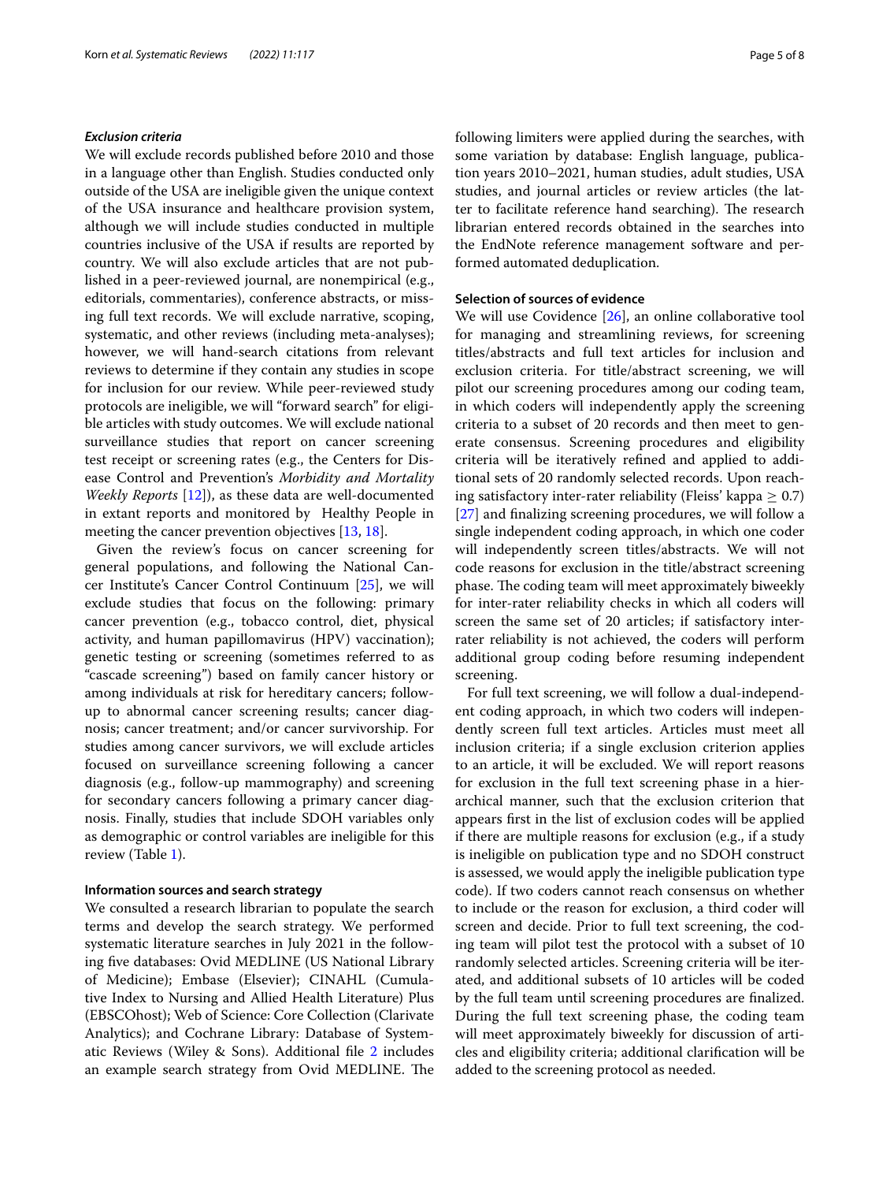### *Exclusion criteria*

We will exclude records published before 2010 and those in a language other than English. Studies conducted only outside of the USA are ineligible given the unique context of the USA insurance and healthcare provision system, although we will include studies conducted in multiple countries inclusive of the USA if results are reported by country. We will also exclude articles that are not published in a peer-reviewed journal, are nonempirical (e.g., editorials, commentaries), conference abstracts, or missing full text records. We will exclude narrative, scoping, systematic, and other reviews (including meta-analyses); however, we will hand-search citations from relevant reviews to determine if they contain any studies in scope for inclusion for our review. While peer-reviewed study protocols are ineligible, we will "forward search" for eligible articles with study outcomes. We will exclude national surveillance studies that report on cancer screening test receipt or screening rates (e.g., the Centers for Disease Control and Prevention's *Morbidity and Mortality Weekly Reports* [12]), as these data are well-documented in extant reports and monitored by Healthy People in meeting the cancer prevention objectives [13, 18].

Given the review's focus on cancer screening for general populations, and following the National Cancer Institute's Cancer Control Continuum [25], we will exclude studies that focus on the following: primary cancer prevention (e.g., tobacco control, diet, physical activity, and human papillomavirus (HPV) vaccination); genetic testing or screening (sometimes referred to as "cascade screening") based on family cancer history or among individuals at risk for hereditary cancers; follow-up to abnormal cancer screening results; cancer diagnosis; cancer treatment; and/or cancer survivorship. For studies among cancer survivors, we will exclude articles focused on surveillance screening following a cancer diagnosis (e.g., follow-up mammography) and screening for secondary cancers following a primary cancer diagnosis. Finally, studies that include SDOH variables only as demographic or control variables are ineligible for this review (Table 1).

### Information sources and search strategy

We consulted a research librarian to populate the search terms and develop the search strategy. We performed systematic literature searches in July 2021 in the following five databases: Ovid MEDLINE (US National Library of Medicine); Embase (Elsevier); CINAHL (Cumulative Index to Nursing and Allied Health Literature) Plus (EBSCOhost); Web of Science: Core Collection (Clarivate Analytics); and Cochrane Library: Database of Systematic Reviews (Wiley & Sons). Additional file 2 includes an example search strategy from Ovid MEDLINE. The following limiters were applied during the searches, with some variation by database: English language, publication years 2010–2021, human studies, adult studies, USA studies, and journal articles or review articles (the latter to facilitate reference hand searching). The research librarian entered records obtained in the searches into the EndNote reference management software and performed automated deduplication.

### Selection of sources of evidence

We will use Covidence [26], an online collaborative tool for managing and streamlining reviews, for screening titles/abstracts and full text articles for inclusion and exclusion criteria. For title/abstract screening, we will pilot our screening procedures among our coding team, in which coders will independently apply the screening criteria to a subset of 20 records and then meet to generate consensus. Screening procedures and eligibility criteria will be iteratively refined and applied to additional sets of 20 randomly selected records. Upon reaching satisfactory inter-rater reliability (Fleiss' kappa $\geq 0.7$) [27] and finalizing screening procedures, we will follow a single independent coding approach, in which one coder will independently screen titles/abstracts. We will not code reasons for exclusion in the title/abstract screening phase. The coding team will meet approximately biweekly for inter-rater reliability checks in which all coders will screen the same set of 20 articles; if satisfactory inter-rater reliability is not achieved, the coders will perform additional group coding before resuming independent screening.

For full text screening, we will follow a dual-independent coding approach, in which two coders will independently screen full text articles. Articles must meet all inclusion criteria; if a single exclusion criterion applies to an article, it will be excluded. We will report reasons for exclusion in the full text screening phase in a hierarchical manner, such that the exclusion criterion that appears first in the list of exclusion codes will be applied if there are multiple reasons for exclusion (e.g., if a study is ineligible on publication type and no SDOH construct is assessed, we would apply the ineligible publication type code). If two coders cannot reach consensus on whether to include or the reason for exclusion, a third coder will screen and decide. Prior to full text screening, the coding team will pilot test the protocol with a subset of 10 randomly selected articles. Screening criteria will be iterated, and additional subsets of 10 articles will be coded by the full team until screening procedures are finalized. During the full text screening phase, the coding team will meet approximately biweekly for discussion of articles and eligibility criteria; additional clarification will be added to the screening protocol as needed.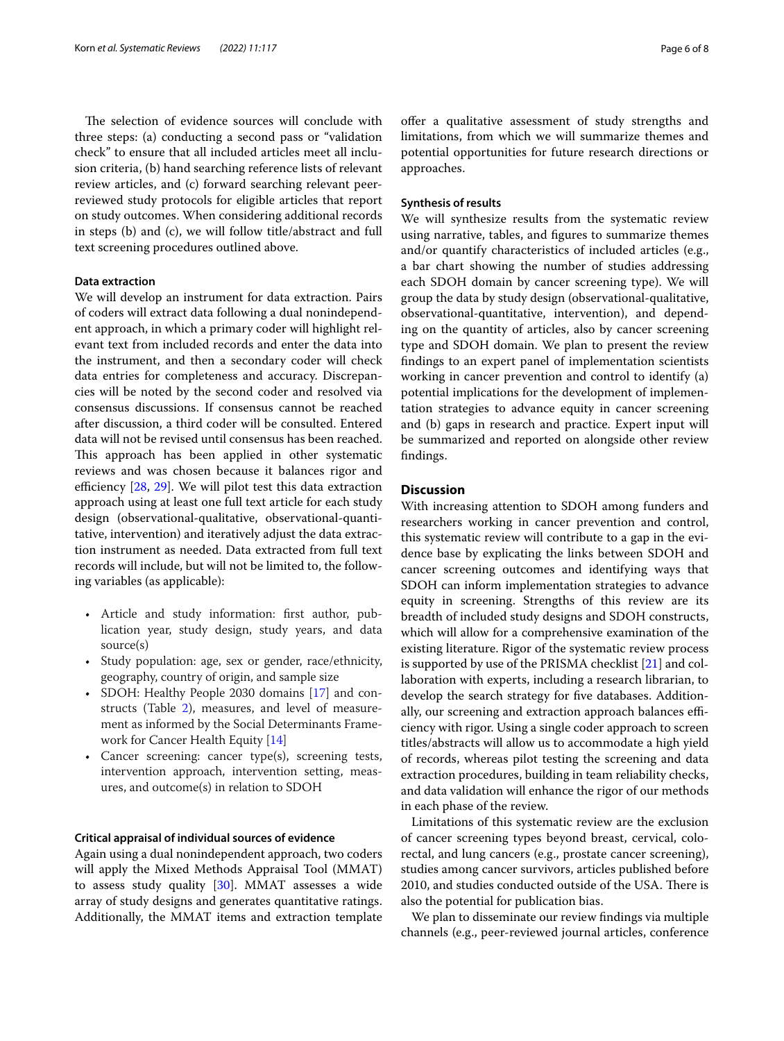The selection of evidence sources will conclude with three steps: (a) conducting a second pass or "validation check" to ensure that all included articles meet all inclusion criteria, (b) hand searching reference lists of relevant review articles, and (c) forward searching relevant peer-reviewed study protocols for eligible articles that report on study outcomes. When considering additional records in steps (b) and (c), we will follow title/abstract and full text screening procedures outlined above.

#### Data extraction

We will develop an instrument for data extraction. Pairs of coders will extract data following a dual nonindependent approach, in which a primary coder will highlight relevant text from included records and enter the data into the instrument, and then a secondary coder will check data entries for completeness and accuracy. Discrepancies will be noted by the second coder and resolved via consensus discussions. If consensus cannot be reached after discussion, a third coder will be consulted. Entered data will not be revised until consensus has been reached. This approach has been applied in other systematic reviews and was chosen because it balances rigor and efficiency [28, 29]. We will pilot test this data extraction approach using at least one full text article for each study design (observational-qualitative, observational-quantitative, intervention) and iteratively adjust the data extraction instrument as needed. Data extracted from full text records will include, but will not be limited to, the following variables (as applicable):

- Article and study information: first author, publication year, study design, study years, and data source(s)
- Study population: age, sex or gender, race/ethnicity, geography, country of origin, and sample size
- SDOH: Healthy People 2030 domains [17] and constructs (Table 2), measures, and level of measurement as informed by the Social Determinants Framework for Cancer Health Equity [14]
- Cancer screening: cancer type(s), screening tests, intervention approach, intervention setting, measures, and outcome(s) in relation to SDOH

#### Critical appraisal of individual sources of evidence

Again using a dual nonindependent approach, two coders will apply the Mixed Methods Appraisal Tool (MMAT) to assess study quality [30]. MMAT assesses a wide array of study designs and generates quantitative ratings. Additionally, the MMAT items and extraction template offer a qualitative assessment of study strengths and limitations, from which we will summarize themes and potential opportunities for future research directions or approaches.

#### Synthesis of results

We will synthesize results from the systematic review using narrative, tables, and figures to summarize themes and/or quantify characteristics of included articles (e.g., a bar chart showing the number of studies addressing each SDOH domain by cancer screening type). We will group the data by study design (observational-qualitative, observational-quantitative, intervention), and depending on the quantity of articles, also by cancer screening type and SDOH domain. We plan to present the review findings to an expert panel of implementation scientists working in cancer prevention and control to identify (a) potential implications for the development of implementation strategies to advance equity in cancer screening and (b) gaps in research and practice. Expert input will be summarized and reported on alongside other review findings.

## Discussion

With increasing attention to SDOH among funders and researchers working in cancer prevention and control, this systematic review will contribute to a gap in the evidence base by explicating the links between SDOH and cancer screening outcomes and identifying ways that SDOH can inform implementation strategies to advance equity in screening. Strengths of this review are its breadth of included study designs and SDOH constructs, which will allow for a comprehensive examination of the existing literature. Rigor of the systematic review process is supported by use of the PRISMA checklist [21] and collaboration with experts, including a research librarian, to develop the search strategy for five databases. Additionally, our screening and extraction approach balances efficiency with rigor. Using a single coder approach to screen titles/abstracts will allow us to accommodate a high yield of records, whereas pilot testing the screening and data extraction procedures, building in team reliability checks, and data validation will enhance the rigor of our methods in each phase of the review.

Limitations of this systematic review are the exclusion of cancer screening types beyond breast, cervical, colorectal, and lung cancers (e.g., prostate cancer screening), studies among cancer survivors, articles published before 2010, and studies conducted outside of the USA. There is also the potential for publication bias.

We plan to disseminate our review findings via multiple channels (e.g., peer-reviewed journal articles, conference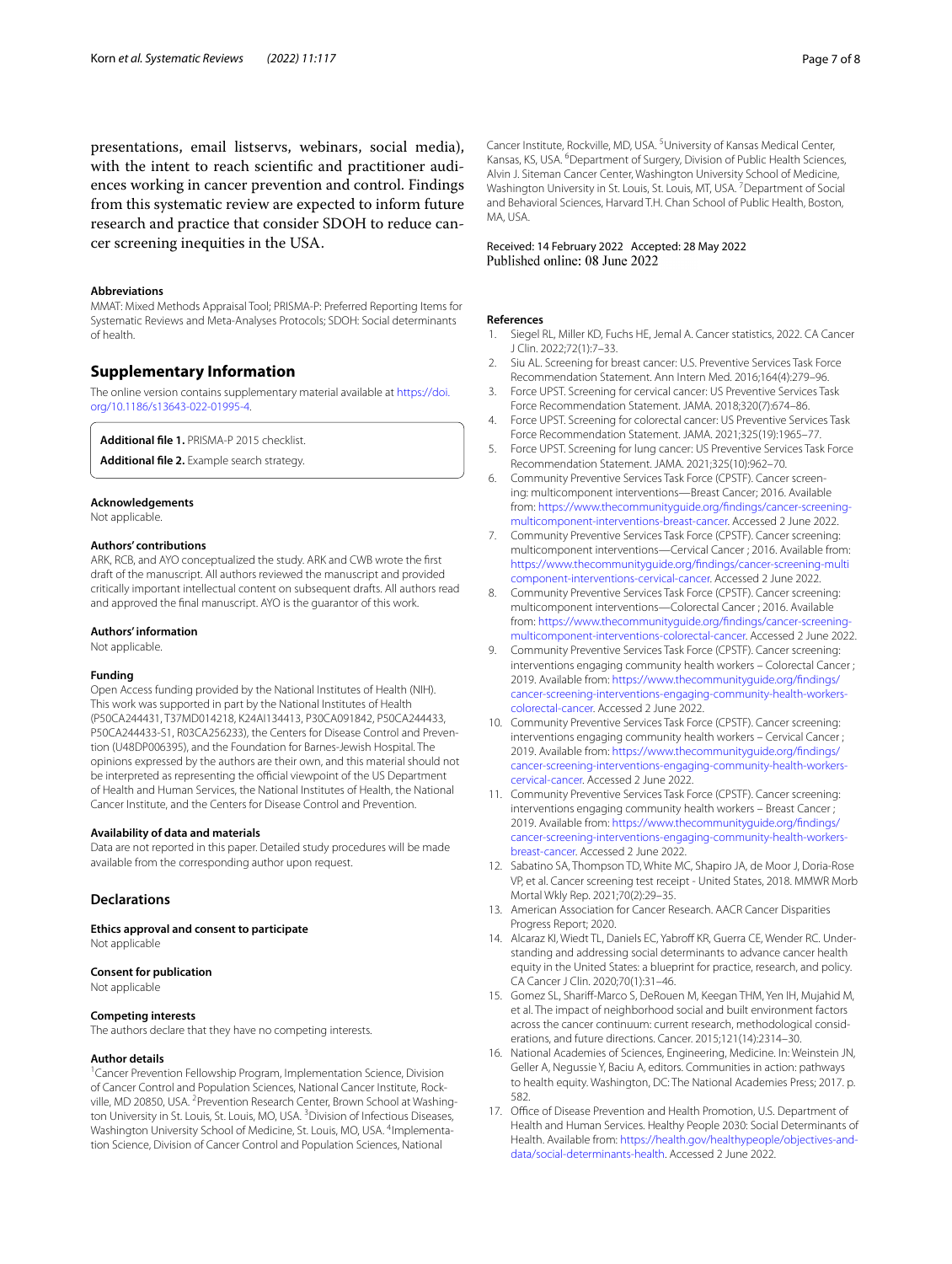presentations, email listservs, webinars, social media), with the intent to reach scientific and practitioner audiences working in cancer prevention and control. Findings from this systematic review are expected to inform future research and practice that consider SDOH to reduce cancer screening inequities in the USA.

#### Abbreviations

MMAT: Mixed Methods Appraisal Tool; PRISMA-P: Preferred Reporting Items for Systematic Reviews and Meta-Analyses Protocols; SDOH: Social determinants of health.

## Supplementary Information

The online version contains supplementary material available at https://doi.org/10.1186/s13643-022-01995-4.

**Additional file 1.** PRISMA-P 2015 checklist.

**Additional file 2.** Example search strategy.

#### Acknowledgements

Not applicable.

#### Authors' contributions

ARK, RCB, and AYO conceptualized the study. ARK and CWB wrote the first draft of the manuscript. All authors reviewed the manuscript and provided critically important intellectual content on subsequent drafts. All authors read and approved the final manuscript. AYO is the guarantor of this work.

#### Authors' information

Not applicable.

#### Funding

Open Access funding provided by the National Institutes of Health (NIH). This work was supported in part by the National Institutes of Health (P50CA244431, T37MD014218, K24AI134413, P30CA091842, P50CA244433, P50CA244433-S1, R03CA256233), the Centers for Disease Control and Prevention (U48DP006395), and the Foundation for Barnes-Jewish Hospital. The opinions expressed by the authors are their own, and this material should not be interpreted as representing the official viewpoint of the US Department of Health and Human Services, the National Institutes of Health, the National Cancer Institute, and the Centers for Disease Control and Prevention.

#### Availability of data and materials

Data are not reported in this paper. Detailed study procedures will be made available from the corresponding author upon request.

## Declarations

#### Ethics approval and consent to participate

Not applicable

#### Consent for publication

Not applicable

#### Competing interests

The authors declare that they have no competing interests.

#### Author details

[1]Cancer Prevention Fellowship Program, Implementation Science, Division of Cancer Control and Population Sciences, National Cancer Institute, Rockville, MD 20850, USA. [2]Prevention Research Center, Brown School at Washington University in St. Louis, St. Louis, MO, USA. [3]Division of Infectious Diseases, Washington University School of Medicine, St. Louis, MO, USA. [4]Implementation Science, Division of Cancer Control and Population Sciences, National Cancer Institute, Rockville, MD, USA. [5]University of Kansas Medical Center, Kansas, KS, USA. [6]Department of Surgery, Division of Public Health Sciences, Alvin J. Siteman Cancer Center, Washington University School of Medicine, Washington University in St. Louis, St. Louis, MT, USA. [7]Department of Social and Behavioral Sciences, Harvard T.H. Chan School of Public Health, Boston, MA, USA.

Received: 14 February 2022 Accepted: 28 May 2022
Published online: 08 June 2022

#### References

1. Siegel RL, Miller KD, Fuchs HE, Jemal A. Cancer statistics, 2022. CA Cancer J Clin. 2022;72(1):7–33.
2. Siu AL. Screening for breast cancer: U.S. Preventive Services Task Force Recommendation Statement. Ann Intern Med. 2016;164(4):279–96.
3. Force UPST. Screening for cervical cancer: US Preventive Services Task Force Recommendation Statement. JAMA. 2018;320(7):674–86.
4. Force UPST. Screening for colorectal cancer: US Preventive Services Task Force Recommendation Statement. JAMA. 2021;325(19):1965–77.
5. Force UPST. Screening for lung cancer: US Preventive Services Task Force Recommendation Statement. JAMA. 2021;325(10):962–70.
6. Community Preventive Services Task Force (CPSTF). Cancer screening: multicomponent interventions—Breast Cancer; 2016. Available from: https://www.thecommunityguide.org/findings/cancer-screening-multicomponent-interventions-breast-cancer. Accessed 2 June 2022.
7. Community Preventive Services Task Force (CPSTF). Cancer screening: multicomponent interventions—Cervical Cancer ; 2016. Available from: https://www.thecommunityguide.org/findings/cancer-screening-multicomponent-interventions-cervical-cancer. Accessed 2 June 2022.
8. Community Preventive Services Task Force (CPSTF). Cancer screening: multicomponent interventions—Colorectal Cancer ; 2016. Available from: https://www.thecommunityguide.org/findings/cancer-screening-multicomponent-interventions-colorectal-cancer. Accessed 2 June 2022.
9. Community Preventive Services Task Force (CPSTF). Cancer screening: interventions engaging community health workers – Colorectal Cancer ; 2019. Available from: https://www.thecommunityguide.org/findings/cancer-screening-interventions-engaging-community-health-workers-colorectal-cancer. Accessed 2 June 2022.
10. Community Preventive Services Task Force (CPSTF). Cancer screening: interventions engaging community health workers – Cervical Cancer ; 2019. Available from: https://www.thecommunityguide.org/findings/cancer-screening-interventions-engaging-community-health-workers-cervical-cancer. Accessed 2 June 2022.
11. Community Preventive Services Task Force (CPSTF). Cancer screening: interventions engaging community health workers – Breast Cancer ; 2019. Available from: https://www.thecommunityguide.org/findings/cancer-screening-interventions-engaging-community-health-workers-breast-cancer. Accessed 2 June 2022.
12. Sabatino SA, Thompson TD, White MC, Shapiro JA, de Moor J, Doria-Rose VP, et al. Cancer screening test receipt - United States, 2018. MMWR Morb Mortal Wkly Rep. 2021;70(2):29–35.
13. American Association for Cancer Research. AACR Cancer Disparities Progress Report; 2020.
14. Alcaraz KI, Wiedt TL, Daniels EC, Yabroff KR, Guerra CE, Wender RC. Understanding and addressing social determinants to advance cancer health equity in the United States: a blueprint for practice, research, and policy. CA Cancer J Clin. 2020;70(1):31–46.
15. Gomez SL, Shariff-Marco S, DeRouen M, Keegan THM, Yen IH, Mujahid M, et al. The impact of neighborhood social and built environment factors across the cancer continuum: current research, methodological considerations, and future directions. Cancer. 2015;121(14):2314–30.
16. National Academies of Sciences, Engineering, Medicine. In: Weinstein JN, Geller A, Negussie Y, Baciu A, editors. Communities in action: pathways to health equity. Washington, DC: The National Academies Press; 2017. p. 582.
17. Office of Disease Prevention and Health Promotion, U.S. Department of Health and Human Services. Healthy People 2030: Social Determinants of Health. Available from: https://health.gov/healthypeople/objectives-and-data/social-determinants-health. Accessed 2 June 2022.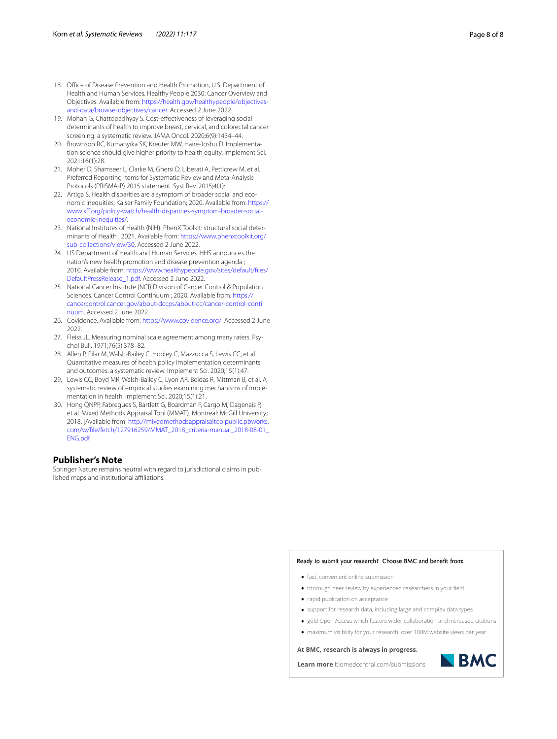18. Office of Disease Prevention and Health Promotion, U.S. Department of Health and Human Services. Healthy People 2030: Cancer Overview and Objectives. Available from: https://health.gov/healthypeople/objectives-and-data/browse-objectives/cancer. Accessed 2 June 2022.
19. Mohan G, Chattopadhyay S. Cost-effectiveness of leveraging social determinants of health to improve breast, cervical, and colorectal cancer screening: a systematic review. JAMA Oncol. 2020;6(9):1434–44.
20. Brownson RC, Kumanyika SK, Kreuter MW, Haire-Joshu D. Implementation science should give higher priority to health equity. Implement Sci. 2021;16(1):28.
21. Moher D, Shamseer L, Clarke M, Ghersi D, Liberati A, Petticrew M, et al. Preferred Reporting Items for Systematic Review and Meta-Analysis Protocols (PRISMA-P) 2015 statement. Syst Rev. 2015;4(1):1.
22. Artiga S. Health disparities are a symptom of broader social and economic inequities: Kaiser Family Foundation; 2020. Available from: https://www.kff.org/policy-watch/health-disparities-symptom-broader-social-economic-inequities/.
23. National Institutes of Health (NIH). PhenX Toolkit: structural social determinants of Health ; 2021. Available from: https://www.phenxtoolkit.org/sub-collections/view/30. Accessed 2 June 2022.
24. US Department of Health and Human Services. HHS announces the nation's new health promotion and disease prevention agenda ; 2010. Available from: https://www.healthypeople.gov/sites/default/files/DefaultPressRelease_1.pdf. Accessed 2 June 2022.
25. National Cancer Institute (NCI) Division of Cancer Control & Population Sciences. Cancer Control Continuum ; 2020. Available from: https://cancercontrol.cancer.gov/about-dccps/about-cc/cancer-control-continuum. Accessed 2 June 2022.
26. Covidence. Available from: https://www.covidence.org/. Accessed 2 June 2022.
27. Fleiss JL. Measuring nominal scale agreement among many raters. Psychol Bull. 1971;76(5):378–82.
28. Allen P, Pilar M, Walsh-Bailey C, Hooley C, Mazzucca S, Lewis CC, et al. Quantitative measures of health policy implementation determinants and outcomes: a systematic review. Implement Sci. 2020;15(1):47.
29. Lewis CC, Boyd MR, Walsh-Bailey C, Lyon AR, Beidas R, Mittman B, et al. A systematic review of empirical studies examining mechanisms of implementation in health. Implement Sci. 2020;15(1):21.
30. Hong QNPP, Fabregues S, Bartlett G, Boardman F, Cargo M, Dagenais P, et al. Mixed Methods Appraisal Tool (MMAT). Montreal: McGill University; 2018. [Available from: http://mixedmethodsappraisaltoolpublic.pbworks.com/w/file/fetch/127916259/MMAT_2018_criteria-manual_2018-08-01_ENG.pdf

## Publisher's Note

Springer Nature remains neutral with regard to jurisdictional claims in published maps and institutional affiliations.

Ready to submit your research? Choose BMC and benefit from:

- fast, convenient online submission
- thorough peer review by experienced researchers in your field
- rapid publication on acceptance
- support for research data, including large and complex data types
- gold Open Access which fosters wider collaboration and increased citations
- maximum visibility for your research: over 100M website views per year

**At BMC, research is always in progress.**

**Learn more** biomedcentral.com/submissions

BMC